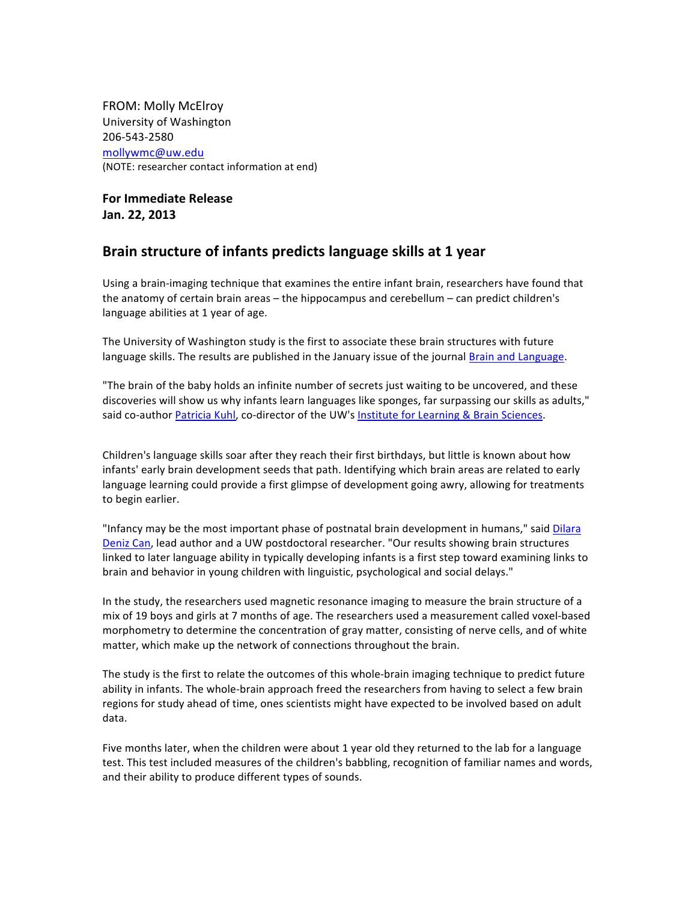FROM: Molly McElroy
University of Washington
206-543-2580
mollywmc@uw.edu
(NOTE: researcher contact information at end)

**For Immediate Release**
**Jan. 22, 2013**

## Brain structure of infants predicts language skills at 1 year

Using a brain-imaging technique that examines the entire infant brain, researchers have found that the anatomy of certain brain areas – the hippocampus and cerebellum – can predict children's language abilities at 1 year of age.

The University of Washington study is the first to associate these brain structures with future language skills. The results are published in the January issue of the journal Brain and Language.

"The brain of the baby holds an infinite number of secrets just waiting to be uncovered, and these discoveries will show us why infants learn languages like sponges, far surpassing our skills as adults," said co-author Patricia Kuhl, co-director of the UW's Institute for Learning & Brain Sciences.

Children's language skills soar after they reach their first birthdays, but little is known about how infants' early brain development seeds that path. Identifying which brain areas are related to early language learning could provide a first glimpse of development going awry, allowing for treatments to begin earlier.

"Infancy may be the most important phase of postnatal brain development in humans," said Dilara Deniz Can, lead author and a UW postdoctoral researcher. "Our results showing brain structures linked to later language ability in typically developing infants is a first step toward examining links to brain and behavior in young children with linguistic, psychological and social delays."

In the study, the researchers used magnetic resonance imaging to measure the brain structure of a mix of 19 boys and girls at 7 months of age. The researchers used a measurement called voxel-based morphometry to determine the concentration of gray matter, consisting of nerve cells, and of white matter, which make up the network of connections throughout the brain.

The study is the first to relate the outcomes of this whole-brain imaging technique to predict future ability in infants. The whole-brain approach freed the researchers from having to select a few brain regions for study ahead of time, ones scientists might have expected to be involved based on adult data.

Five months later, when the children were about 1 year old they returned to the lab for a language test. This test included measures of the children's babbling, recognition of familiar names and words, and their ability to produce different types of sounds.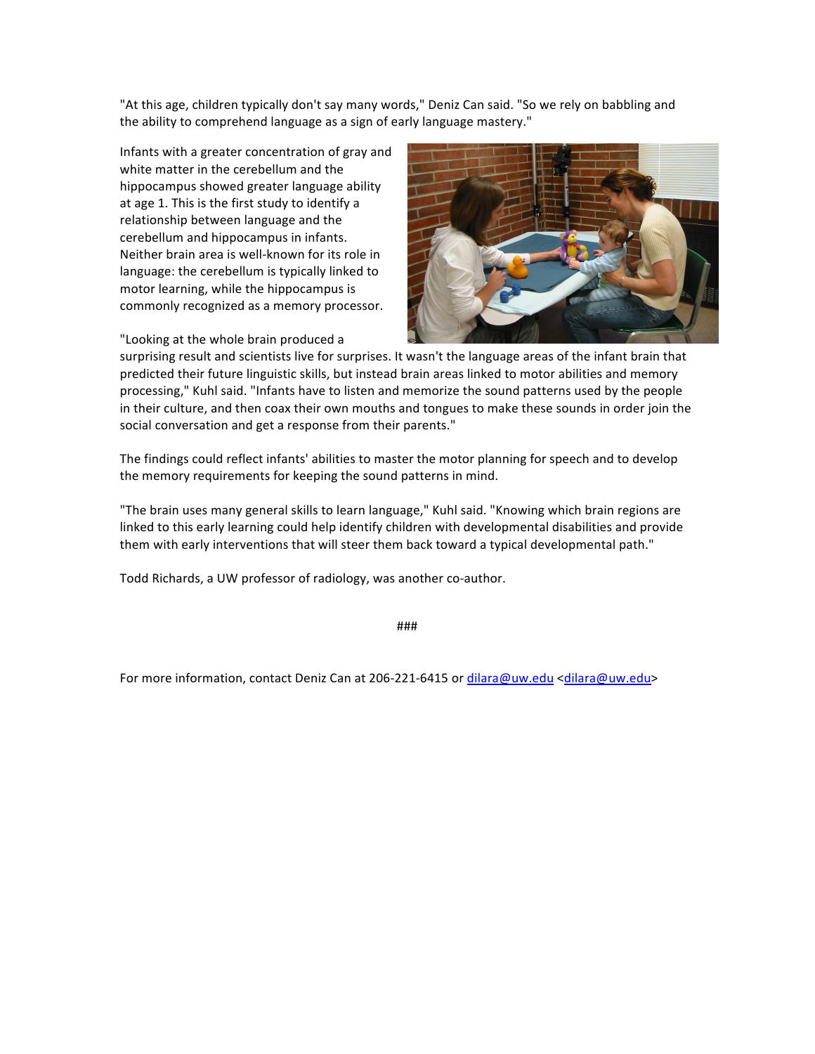"At this age, children typically don't say many words," Deniz Can said. "So we rely on babbling and the ability to comprehend language as a sign of early language mastery."

Infants with a greater concentration of gray and white matter in the cerebellum and the hippocampus showed greater language ability at age 1. This is the first study to identify a relationship between language and the cerebellum and hippocampus in infants. Neither brain area is well-known for its role in language: the cerebellum is typically linked to motor learning, while the hippocampus is commonly recognized as a memory processor.

"Looking at the whole brain produced a surprising result and scientists live for surprises. It wasn't the language areas of the infant brain that predicted their future linguistic skills, but instead brain areas linked to motor abilities and memory processing," Kuhl said. "Infants have to listen and memorize the sound patterns used by the people in their culture, and then coax their own mouths and tongues to make these sounds in order join the social conversation and get a response from their parents."

The findings could reflect infants' abilities to master the motor planning for speech and to develop the memory requirements for keeping the sound patterns in mind.

"The brain uses many general skills to learn language," Kuhl said. "Knowing which brain regions are linked to this early learning could help identify children with developmental disabilities and provide them with early interventions that will steer them back toward a typical developmental path."

Todd Richards, a UW professor of radiology, was another co-author.

###

For more information, contact Deniz Can at 206-221-6415 or dilara@uw.edu <dilara@uw.edu>